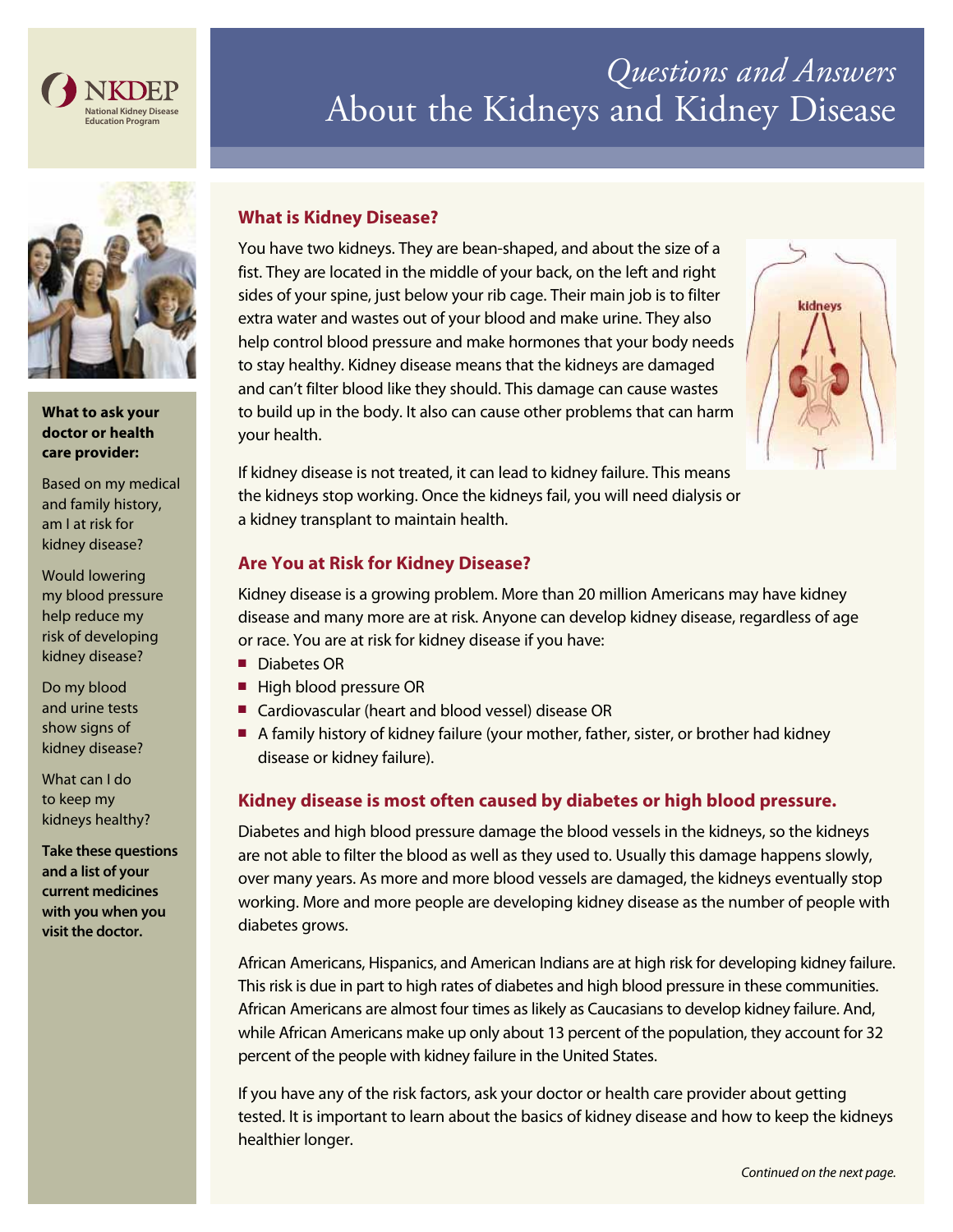NKDEP
National Kidney Disease Education Program

# *Questions and Answers* About the Kidneys and Kidney Disease

## What is Kidney Disease?

You have two kidneys. They are bean-shaped, and about the size of a fist. They are located in the middle of your back, on the left and right sides of your spine, just below your rib cage. Their main job is to filter extra water and wastes out of your blood and make urine. They also help control blood pressure and make hormones that your body needs to stay healthy. Kidney disease means that the kidneys are damaged and can't filter blood like they should. This damage can cause wastes to build up in the body. It also can cause other problems that can harm your health.

kidneys

If kidney disease is not treated, it can lead to kidney failure. This means the kidneys stop working. Once the kidneys fail, you will need dialysis or a kidney transplant to maintain health.

## Are You at Risk for Kidney Disease?

Kidney disease is a growing problem. More than 20 million Americans may have kidney disease and many more are at risk. Anyone can develop kidney disease, regardless of age or race. You are at risk for kidney disease if you have:

- Diabetes OR
- High blood pressure OR
- Cardiovascular (heart and blood vessel) disease OR
- A family history of kidney failure (your mother, father, sister, or brother had kidney disease or kidney failure).

## Kidney disease is most often caused by diabetes or high blood pressure.

Diabetes and high blood pressure damage the blood vessels in the kidneys, so the kidneys are not able to filter the blood as well as they used to. Usually this damage happens slowly, over many years. As more and more blood vessels are damaged, the kidneys eventually stop working. More and more people are developing kidney disease as the number of people with diabetes grows.

African Americans, Hispanics, and American Indians are at high risk for developing kidney failure. This risk is due in part to high rates of diabetes and high blood pressure in these communities. African Americans are almost four times as likely as Caucasians to develop kidney failure. And, while African Americans make up only about 13 percent of the population, they account for 32 percent of the people with kidney failure in the United States.

If you have any of the risk factors, ask your doctor or health care provider about getting tested. It is important to learn about the basics of kidney disease and how to keep the kidneys healthier longer.

**What to ask your doctor or health care provider:**

Based on my medical and family history, am I at risk for kidney disease?

Would lowering my blood pressure help reduce my risk of developing kidney disease?

Do my blood and urine tests show signs of kidney disease?

What can I do to keep my kidneys healthy?

**Take these questions and a list of your current medicines with you when you visit the doctor.**

*Continued on the next page.*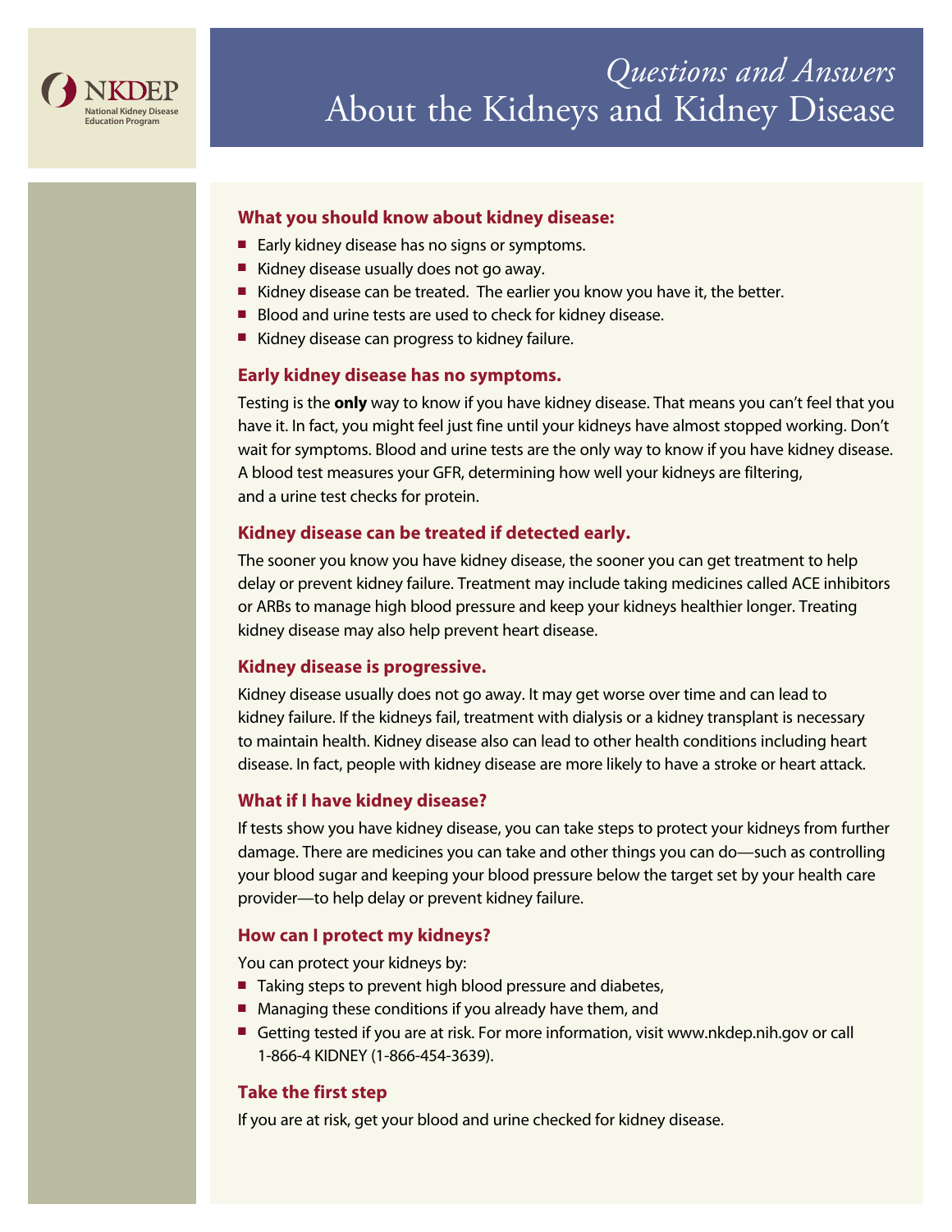NKDEP
National Kidney Disease Education Program

# *Questions and Answers* About the Kidneys and Kidney Disease

## What you should know about kidney disease:

- Early kidney disease has no signs or symptoms.
- Kidney disease usually does not go away.
- Kidney disease can be treated. The earlier you know you have it, the better.
- Blood and urine tests are used to check for kidney disease.
- Kidney disease can progress to kidney failure.

## Early kidney disease has no symptoms.

Testing is the **only** way to know if you have kidney disease. That means you can't feel that you have it. In fact, you might feel just fine until your kidneys have almost stopped working. Don't wait for symptoms. Blood and urine tests are the only way to know if you have kidney disease. A blood test measures your GFR, determining how well your kidneys are filtering, and a urine test checks for protein.

## Kidney disease can be treated if detected early.

The sooner you know you have kidney disease, the sooner you can get treatment to help delay or prevent kidney failure. Treatment may include taking medicines called ACE inhibitors or ARBs to manage high blood pressure and keep your kidneys healthier longer. Treating kidney disease may also help prevent heart disease.

## Kidney disease is progressive.

Kidney disease usually does not go away. It may get worse over time and can lead to kidney failure. If the kidneys fail, treatment with dialysis or a kidney transplant is necessary to maintain health. Kidney disease also can lead to other health conditions including heart disease. In fact, people with kidney disease are more likely to have a stroke or heart attack.

## What if I have kidney disease?

If tests show you have kidney disease, you can take steps to protect your kidneys from further damage. There are medicines you can take and other things you can do—such as controlling your blood sugar and keeping your blood pressure below the target set by your health care provider—to help delay or prevent kidney failure.

## How can I protect my kidneys?

You can protect your kidneys by:

- Taking steps to prevent high blood pressure and diabetes,
- Managing these conditions if you already have them, and
- Getting tested if you are at risk. For more information, visit www.nkdep.nih.gov or call 1-866-4 KIDNEY (1-866-454-3639).

## Take the first step

If you are at risk, get your blood and urine checked for kidney disease.